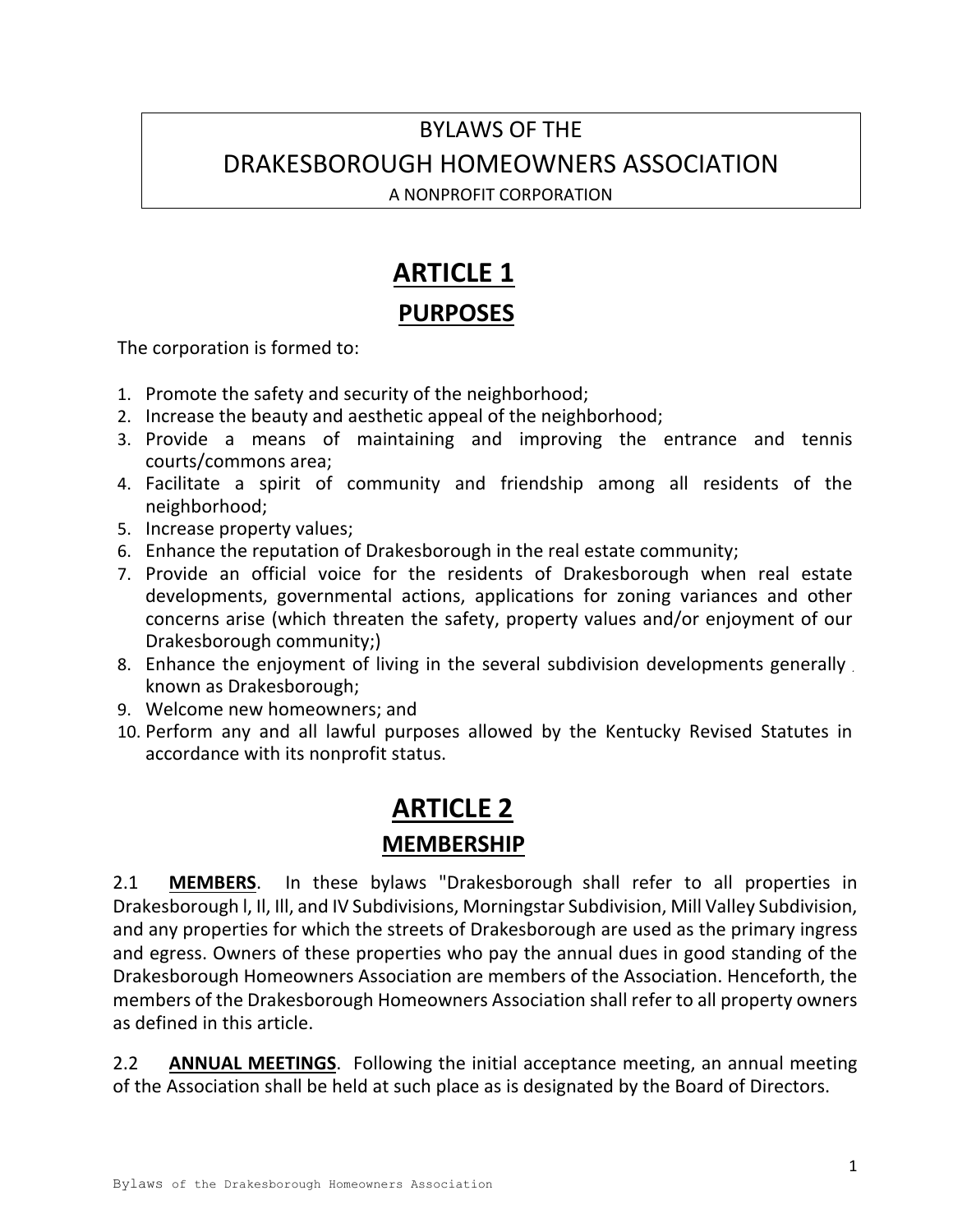# BYLAWS OF THE
# DRAKESBOROUGH HOMEOWNERS ASSOCIATION
A NONPROFIT CORPORATION

## ARTICLE 1
## PURPOSES

The corporation is formed to:

1. Promote the safety and security of the neighborhood;
2. Increase the beauty and aesthetic appeal of the neighborhood;
3. Provide a means of maintaining and improving the entrance and tennis courts/commons area;
4. Facilitate a spirit of community and friendship among all residents of the neighborhood;
5. Increase property values;
6. Enhance the reputation of Drakesborough in the real estate community;
7. Provide an official voice for the residents of Drakesborough when real estate developments, governmental actions, applications for zoning variances and other concerns arise (which threaten the safety, property values and/or enjoyment of our Drakesborough community;)
8. Enhance the enjoyment of living in the several subdivision developments generally known as Drakesborough;
9. Welcome new homeowners; and
10. Perform any and all lawful purposes allowed by the Kentucky Revised Statutes in accordance with its nonprofit status.

## ARTICLE 2
## MEMBERSHIP

2.1 **MEMBERS**. In these bylaws "Drakesborough shall refer to all properties in Drakesborough l, Il, Ill, and IV Subdivisions, Morningstar Subdivision, Mill Valley Subdivision, and any properties for which the streets of Drakesborough are used as the primary ingress and egress. Owners of these properties who pay the annual dues in good standing of the Drakesborough Homeowners Association are members of the Association. Henceforth, the members of the Drakesborough Homeowners Association shall refer to all property owners as defined in this article.

2.2 **ANNUAL MEETINGS**. Following the initial acceptance meeting, an annual meeting of the Association shall be held at such place as is designated by the Board of Directors.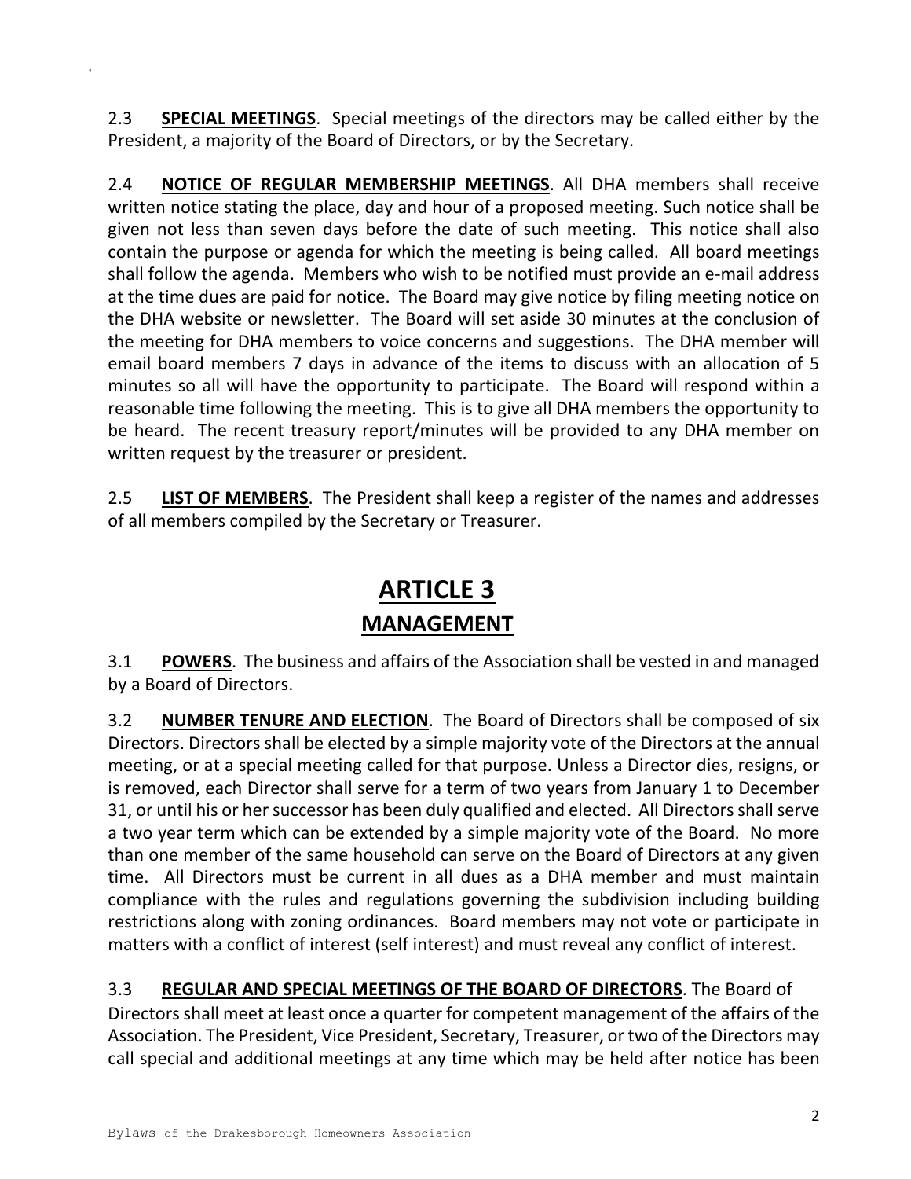2.3 **SPECIAL MEETINGS**. Special meetings of the directors may be called either by the President, a majority of the Board of Directors, or by the Secretary.

2.4 **NOTICE OF REGULAR MEMBERSHIP MEETINGS**. All DHA members shall receive written notice stating the place, day and hour of a proposed meeting. Such notice shall be given not less than seven days before the date of such meeting. This notice shall also contain the purpose or agenda for which the meeting is being called. All board meetings shall follow the agenda. Members who wish to be notified must provide an e-mail address at the time dues are paid for notice. The Board may give notice by filing meeting notice on the DHA website or newsletter. The Board will set aside 30 minutes at the conclusion of the meeting for DHA members to voice concerns and suggestions. The DHA member will email board members 7 days in advance of the items to discuss with an allocation of 5 minutes so all will have the opportunity to participate. The Board will respond within a reasonable time following the meeting. This is to give all DHA members the opportunity to be heard. The recent treasury report/minutes will be provided to any DHA member on written request by the treasurer or president.

2.5 **LIST OF MEMBERS**. The President shall keep a register of the names and addresses of all members compiled by the Secretary or Treasurer.

# ARTICLE 3

## MANAGEMENT

3.1 **POWERS**. The business and affairs of the Association shall be vested in and managed by a Board of Directors.

3.2 **NUMBER TENURE AND ELECTION**. The Board of Directors shall be composed of six Directors. Directors shall be elected by a simple majority vote of the Directors at the annual meeting, or at a special meeting called for that purpose. Unless a Director dies, resigns, or is removed, each Director shall serve for a term of two years from January 1 to December 31, or until his or her successor has been duly qualified and elected. All Directors shall serve a two year term which can be extended by a simple majority vote of the Board. No more than one member of the same household can serve on the Board of Directors at any given time. All Directors must be current in all dues as a DHA member and must maintain compliance with the rules and regulations governing the subdivision including building restrictions along with zoning ordinances. Board members may not vote or participate in matters with a conflict of interest (self interest) and must reveal any conflict of interest.

3.3 **REGULAR AND SPECIAL MEETINGS OF THE BOARD OF DIRECTORS**. The Board of Directors shall meet at least once a quarter for competent management of the affairs of the Association. The President, Vice President, Secretary, Treasurer, or two of the Directors may call special and additional meetings at any time which may be held after notice has been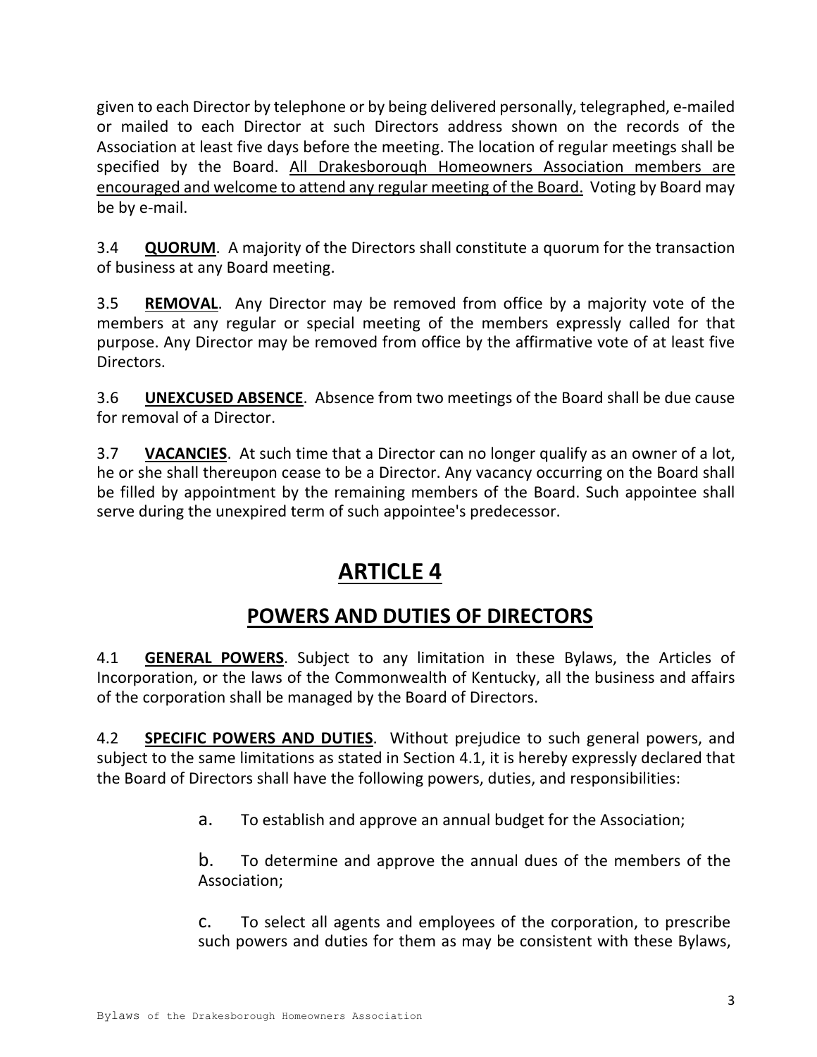given to each Director by telephone or by being delivered personally, telegraphed, e-mailed or mailed to each Director at such Directors address shown on the records of the Association at least five days before the meeting. The location of regular meetings shall be specified by the Board. <u>All Drakesborouqh Homeowners Association members are encouraged and welcome to attend any regular meeting of the Board.</u> Voting by Board may be by e-mail.

3.4 **<u>QUORUM</u>**. A majority of the Directors shall constitute a quorum for the transaction of business at any Board meeting.

3.5 **<u>REMOVAL</u>**. Any Director may be removed from office by a majority vote of the members at any regular or special meeting of the members expressly called for that purpose. Any Director may be removed from office by the affirmative vote of at least five Directors.

3.6 **<u>UNEXCUSED ABSENCE</u>**. Absence from two meetings of the Board shall be due cause for removal of a Director.

3.7 **<u>VACANCIES</u>**. At such time that a Director can no longer qualify as an owner of a lot, he or she shall thereupon cease to be a Director. Any vacancy occurring on the Board shall be filled by appointment by the remaining members of the Board. Such appointee shall serve during the unexpired term of such appointee's predecessor.

# ARTICLE 4

## POWERS AND DUTIES OF DIRECTORS

4.1 **<u>GENERAL POWERS</u>**. Subject to any limitation in these Bylaws, the Articles of Incorporation, or the laws of the Commonwealth of Kentucky, all the business and affairs of the corporation shall be managed by the Board of Directors.

4.2 **<u>SPECIFIC POWERS AND DUTIES</u>**. Without prejudice to such general powers, and subject to the same limitations as stated in Section 4.1, it is hereby expressly declared that the Board of Directors shall have the following powers, duties, and responsibilities:

a. To establish and approve an annual budget for the Association;

b. To determine and approve the annual dues of the members of the Association;

c. To select all agents and employees of the corporation, to prescribe such powers and duties for them as may be consistent with these Bylaws,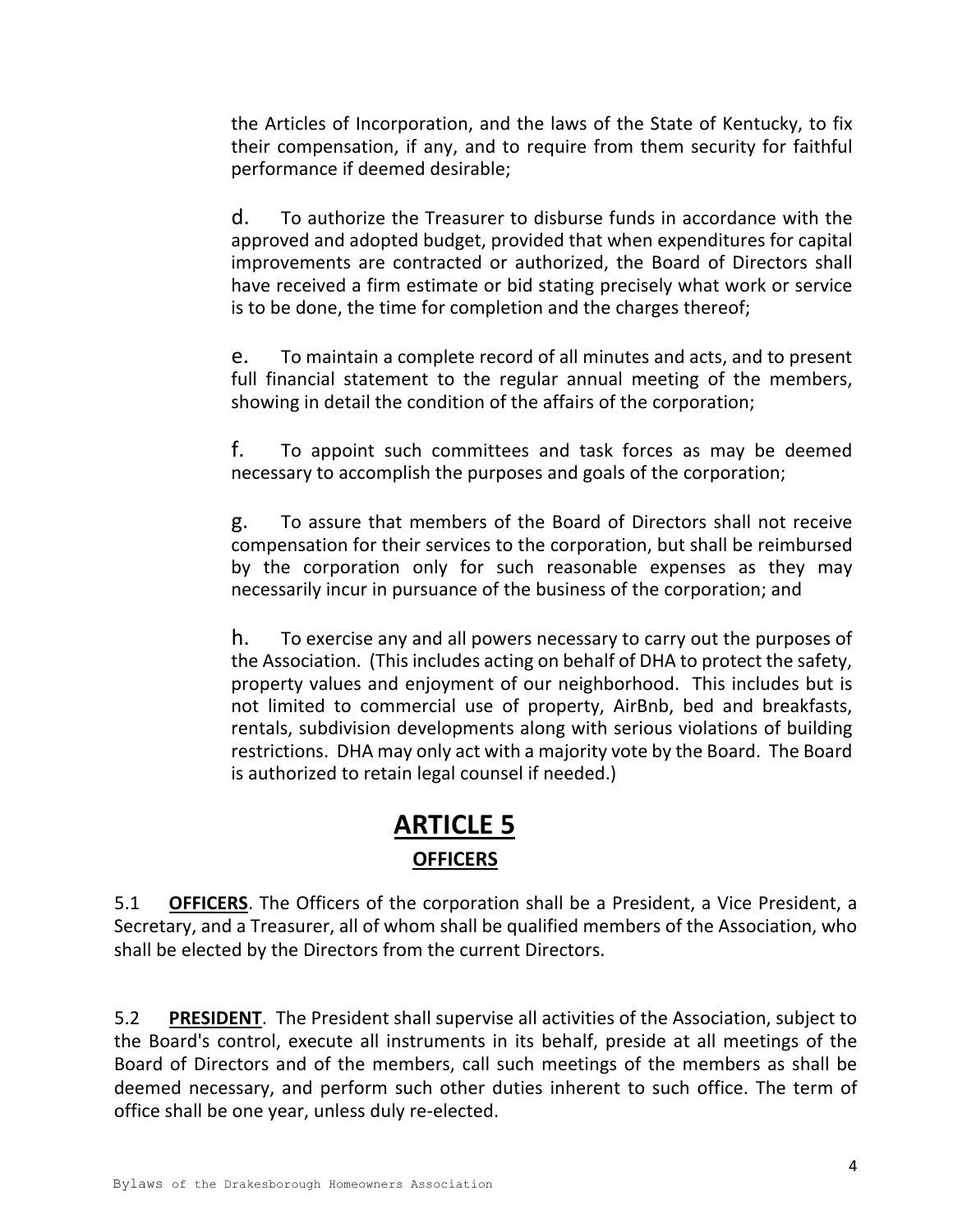the Articles of Incorporation, and the laws of the State of Kentucky, to fix their compensation, if any, and to require from them security for faithful performance if deemed desirable;

d. To authorize the Treasurer to disburse funds in accordance with the approved and adopted budget, provided that when expenditures for capital improvements are contracted or authorized, the Board of Directors shall have received a firm estimate or bid stating precisely what work or service is to be done, the time for completion and the charges thereof;

e. To maintain a complete record of all minutes and acts, and to present full financial statement to the regular annual meeting of the members, showing in detail the condition of the affairs of the corporation;

f. To appoint such committees and task forces as may be deemed necessary to accomplish the purposes and goals of the corporation;

g. To assure that members of the Board of Directors shall not receive compensation for their services to the corporation, but shall be reimbursed by the corporation only for such reasonable expenses as they may necessarily incur in pursuance of the business of the corporation; and

h. To exercise any and all powers necessary to carry out the purposes of the Association. (This includes acting on behalf of DHA to protect the safety, property values and enjoyment of our neighborhood. This includes but is not limited to commercial use of property, AirBnb, bed and breakfasts, rentals, subdivision developments along with serious violations of building restrictions. DHA may only act with a majority vote by the Board. The Board is authorized to retain legal counsel if needed.)

# ARTICLE 5

## OFFICERS

5.1 **OFFICERS**. The Officers of the corporation shall be a President, a Vice President, a Secretary, and a Treasurer, all of whom shall be qualified members of the Association, who shall be elected by the Directors from the current Directors.

5.2 **PRESIDENT**. The President shall supervise all activities of the Association, subject to the Board's control, execute all instruments in its behalf, preside at all meetings of the Board of Directors and of the members, call such meetings of the members as shall be deemed necessary, and perform such other duties inherent to such office. The term of office shall be one year, unless duly re-elected.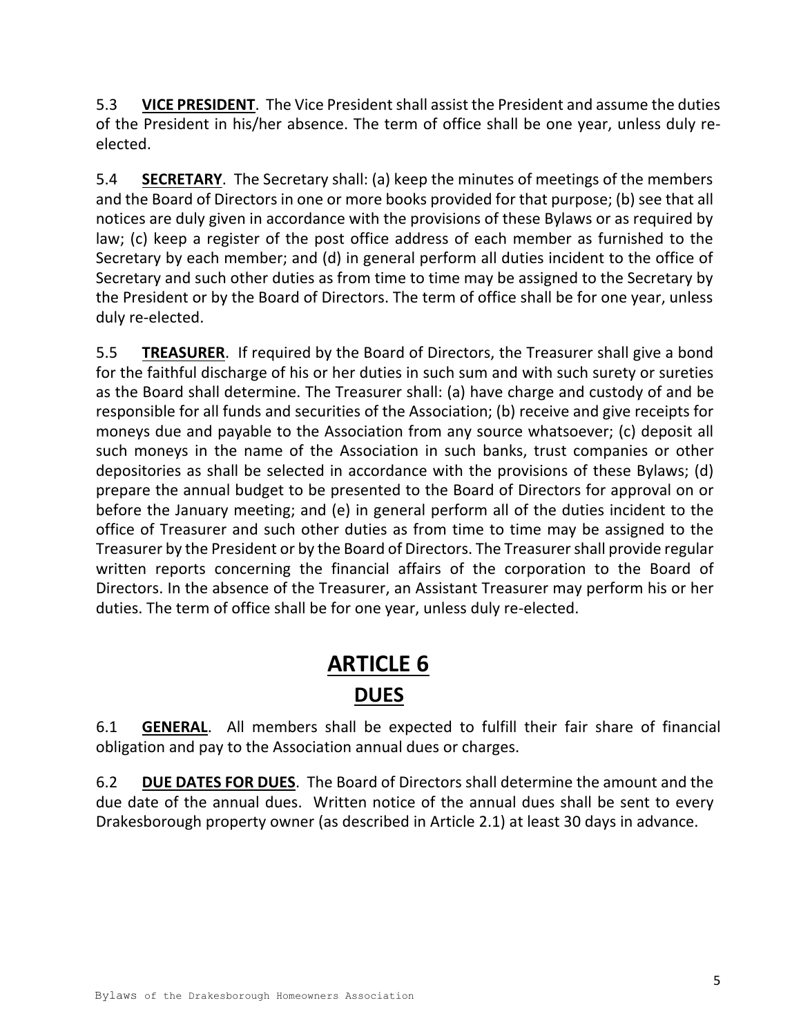5.3 **VICE PRESIDENT**. The Vice President shall assist the President and assume the duties of the President in his/her absence. The term of office shall be one year, unless duly re-elected.

5.4 **SECRETARY**. The Secretary shall: (a) keep the minutes of meetings of the members and the Board of Directors in one or more books provided for that purpose; (b) see that all notices are duly given in accordance with the provisions of these Bylaws or as required by law; (c) keep a register of the post office address of each member as furnished to the Secretary by each member; and (d) in general perform all duties incident to the office of Secretary and such other duties as from time to time may be assigned to the Secretary by the President or by the Board of Directors. The term of office shall be for one year, unless duly re-elected.

5.5 **TREASURER**. If required by the Board of Directors, the Treasurer shall give a bond for the faithful discharge of his or her duties in such sum and with such surety or sureties as the Board shall determine. The Treasurer shall: (a) have charge and custody of and be responsible for all funds and securities of the Association; (b) receive and give receipts for moneys due and payable to the Association from any source whatsoever; (c) deposit all such moneys in the name of the Association in such banks, trust companies or other depositories as shall be selected in accordance with the provisions of these Bylaws; (d) prepare the annual budget to be presented to the Board of Directors for approval on or before the January meeting; and (e) in general perform all of the duties incident to the office of Treasurer and such other duties as from time to time may be assigned to the Treasurer by the President or by the Board of Directors. The Treasurer shall provide regular written reports concerning the financial affairs of the corporation to the Board of Directors. In the absence of the Treasurer, an Assistant Treasurer may perform his or her duties. The term of office shall be for one year, unless duly re-elected.

# ARTICLE 6

## DUES

6.1 **GENERAL**. All members shall be expected to fulfill their fair share of financial obligation and pay to the Association annual dues or charges.

6.2 **DUE DATES FOR DUES**. The Board of Directors shall determine the amount and the due date of the annual dues. Written notice of the annual dues shall be sent to every Drakesborough property owner (as described in Article 2.1) at least 30 days in advance.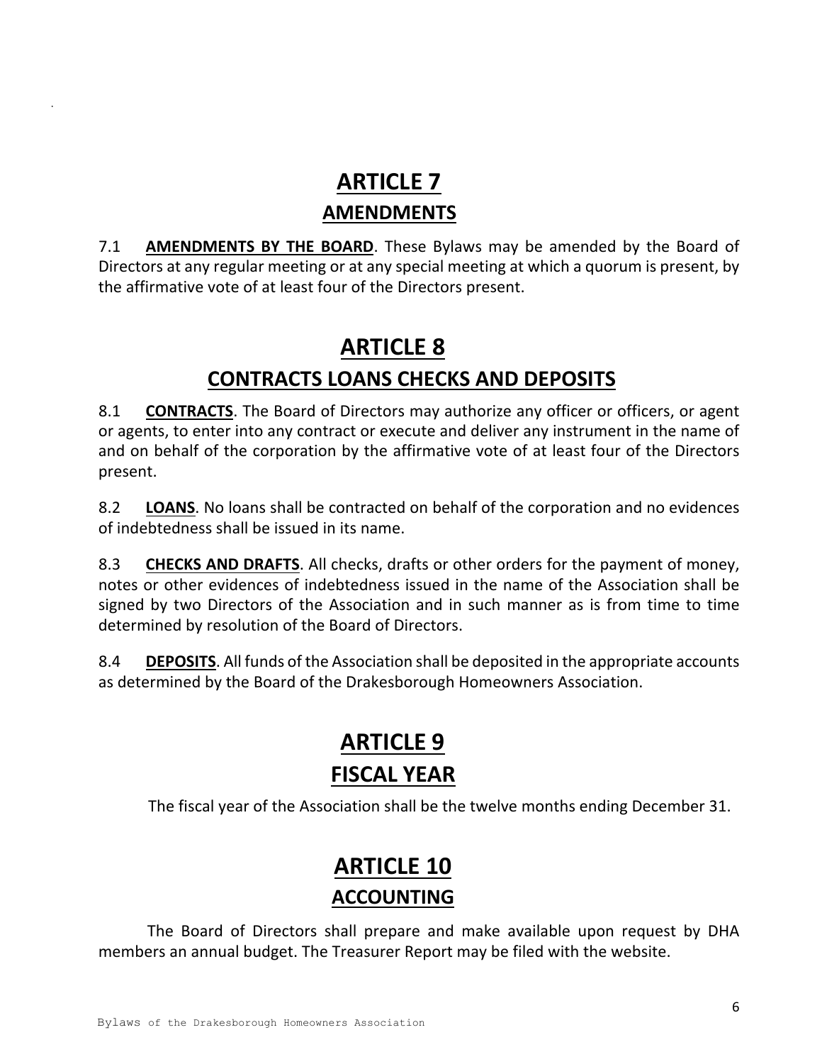# ARTICLE 7

## AMENDMENTS

7.1 **AMENDMENTS BY THE BOARD**. These Bylaws may be amended by the Board of Directors at any regular meeting or at any special meeting at which a quorum is present, by the affirmative vote of at least four of the Directors present.

# ARTICLE 8

## CONTRACTS LOANS CHECKS AND DEPOSITS

8.1 **CONTRACTS**. The Board of Directors may authorize any officer or officers, or agent or agents, to enter into any contract or execute and deliver any instrument in the name of and on behalf of the corporation by the affirmative vote of at least four of the Directors present.

8.2 **LOANS**. No loans shall be contracted on behalf of the corporation and no evidences of indebtedness shall be issued in its name.

8.3 **CHECKS AND DRAFTS**. All checks, drafts or other orders for the payment of money, notes or other evidences of indebtedness issued in the name of the Association shall be signed by two Directors of the Association and in such manner as is from time to time determined by resolution of the Board of Directors.

8.4 **DEPOSITS**. All funds of the Association shall be deposited in the appropriate accounts as determined by the Board of the Drakesborough Homeowners Association.

# ARTICLE 9

## FISCAL YEAR

The fiscal year of the Association shall be the twelve months ending December 31.

# ARTICLE 10

## ACCOUNTING

The Board of Directors shall prepare and make available upon request by DHA members an annual budget. The Treasurer Report may be filed with the website.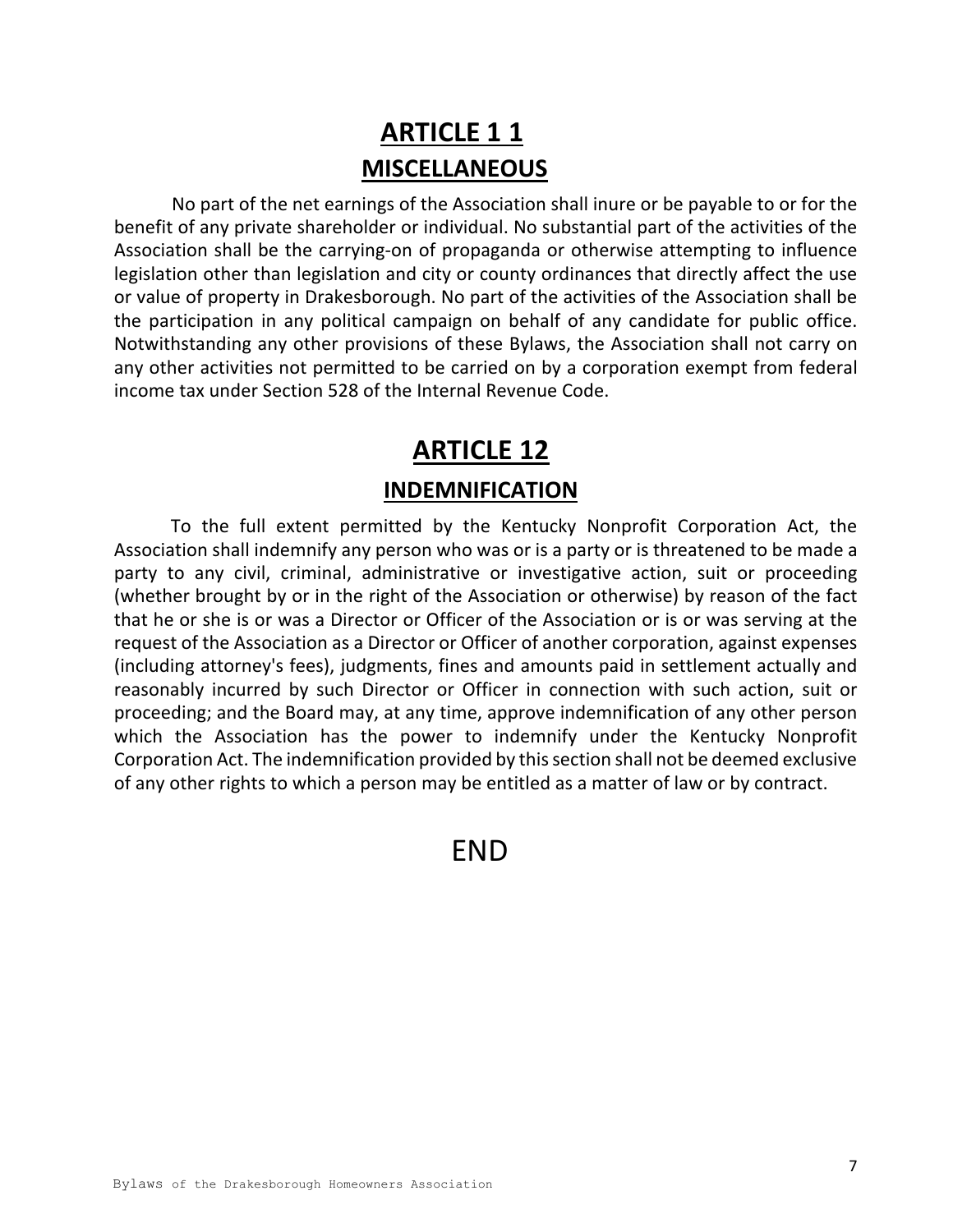# ARTICLE 1 1

## MISCELLANEOUS

No part of the net earnings of the Association shall inure or be payable to or for the benefit of any private shareholder or individual. No substantial part of the activities of the Association shall be the carrying-on of propaganda or otherwise attempting to influence legislation other than legislation and city or county ordinances that directly affect the use or value of property in Drakesborough. No part of the activities of the Association shall be the participation in any political campaign on behalf of any candidate for public office. Notwithstanding any other provisions of these Bylaws, the Association shall not carry on any other activities not permitted to be carried on by a corporation exempt from federal income tax under Section 528 of the Internal Revenue Code.

# ARTICLE 12

## INDEMNIFICATION

To the full extent permitted by the Kentucky Nonprofit Corporation Act, the Association shall indemnify any person who was or is a party or is threatened to be made a party to any civil, criminal, administrative or investigative action, suit or proceeding (whether brought by or in the right of the Association or otherwise) by reason of the fact that he or she is or was a Director or Officer of the Association or is or was serving at the request of the Association as a Director or Officer of another corporation, against expenses (including attorney's fees), judgments, fines and amounts paid in settlement actually and reasonably incurred by such Director or Officer in connection with such action, suit or proceeding; and the Board may, at any time, approve indemnification of any other person which the Association has the power to indemnify under the Kentucky Nonprofit Corporation Act. The indemnification provided by this section shall not be deemed exclusive of any other rights to which a person may be entitled as a matter of law or by contract.

END